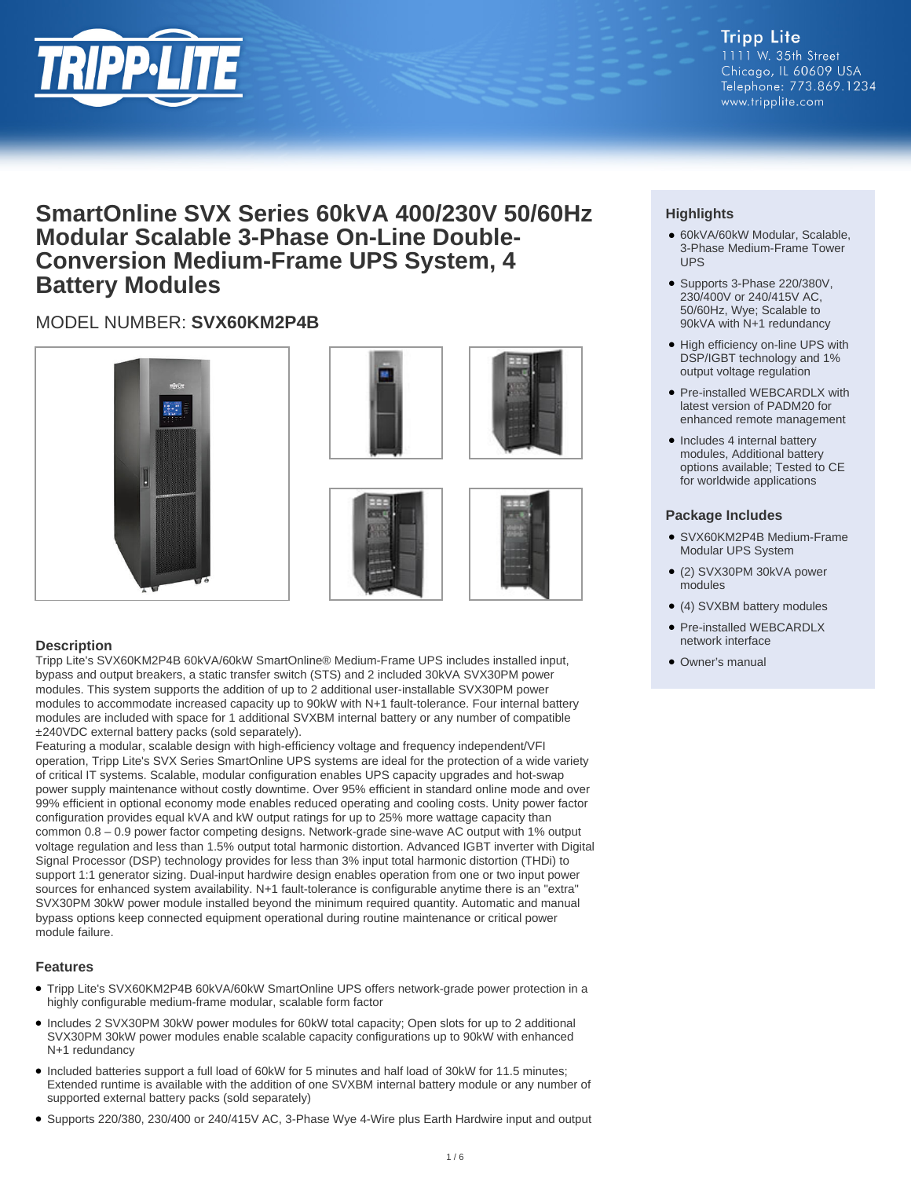Tripp Lite
1111 W. 35th Street
Chicago, IL 60609 USA
Telephone: 773.869.1234
www.tripplite.com

# SmartOnline SVX Series 60kVA 400/230V 50/60Hz Modular Scalable 3-Phase On-Line Double-Conversion Medium-Frame UPS System, 4 Battery Modules

MODEL NUMBER: **SVX60KM2P4B**

## Highlights

- 60kVA/60kW Modular, Scalable, 3-Phase Medium-Frame Tower UPS
- Supports 3-Phase 220/380V, 230/400V or 240/415V AC, 50/60Hz, Wye; Scalable to 90kVA with N+1 redundancy
- High efficiency on-line UPS with DSP/IGBT technology and 1% output voltage regulation
- Pre-installed WEBCARDLX with latest version of PADM20 for enhanced remote management
- Includes 4 internal battery modules, Additional battery options available; Tested to CE for worldwide applications

## Package Includes

- SVX60KM2P4B Medium-Frame Modular UPS System
- (2) SVX30PM 30kVA power modules
- (4) SVXBM battery modules
- Pre-installed WEBCARDLX network interface
- Owner's manual

## Description

Tripp Lite's SVX60KM2P4B 60kVA/60kW SmartOnline® Medium-Frame UPS includes installed input, bypass and output breakers, a static transfer switch (STS) and 2 included 30kVA SVX30PM power modules. This system supports the addition of up to 2 additional user-installable SVX30PM power modules to accommodate increased capacity up to 90kW with N+1 fault-tolerance. Four internal battery modules are included with space for 1 additional SVXBM internal battery or any number of compatible ±240VDC external battery packs (sold separately).

Featuring a modular, scalable design with high-efficiency voltage and frequency independent/VFI operation, Tripp Lite's SVX Series SmartOnline UPS systems are ideal for the protection of a wide variety of critical IT systems. Scalable, modular configuration enables UPS capacity upgrades and hot-swap power supply maintenance without costly downtime. Over 95% efficient in standard online mode and over 99% efficient in optional economy mode enables reduced operating and cooling costs. Unity power factor configuration provides equal kVA and kW output ratings for up to 25% more wattage capacity than common 0.8 – 0.9 power factor competing designs. Network-grade sine-wave AC output with 1% output voltage regulation and less than 1.5% output total harmonic distortion. Advanced IGBT inverter with Digital Signal Processor (DSP) technology provides for less than 3% input total harmonic distortion (THDi) to support 1:1 generator sizing. Dual-input hardwire design enables operation from one or two input power sources for enhanced system availability. N+1 fault-tolerance is configurable anytime there is an "extra" SVX30PM 30kW power module installed beyond the minimum required quantity. Automatic and manual bypass options keep connected equipment operational during routine maintenance or critical power module failure.

## Features

- Tripp Lite's SVX60KM2P4B 60kVA/60kW SmartOnline UPS offers network-grade power protection in a highly configurable medium-frame modular, scalable form factor
- Includes 2 SVX30PM 30kW power modules for 60kW total capacity; Open slots for up to 2 additional SVX30PM 30kW power modules enable scalable capacity configurations up to 90kW with enhanced N+1 redundancy
- Included batteries support a full load of 60kW for 5 minutes and half load of 30kW for 11.5 minutes; Extended runtime is available with the addition of one SVXBM internal battery module or any number of supported external battery packs (sold separately)
- Supports 220/380, 230/400 or 240/415V AC, 3-Phase Wye 4-Wire plus Earth Hardwire input and output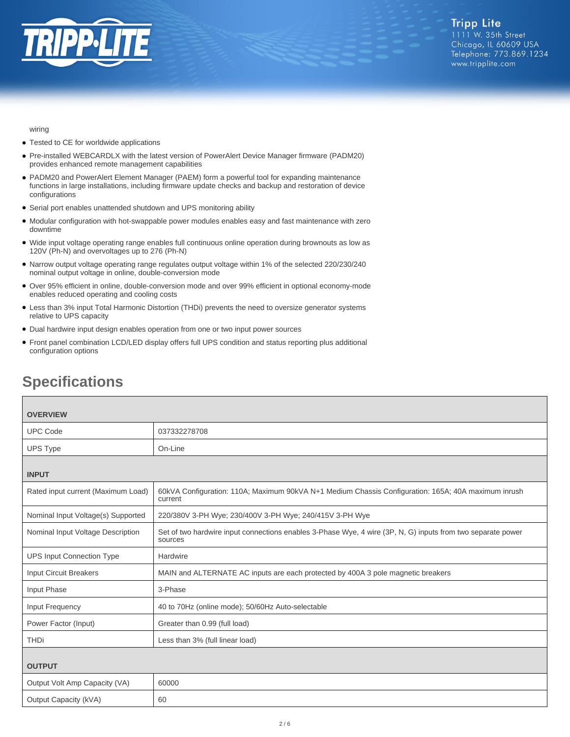wiring

- Tested to CE for worldwide applications
- Pre-installed WEBCARDLX with the latest version of PowerAlert Device Manager firmware (PADM20) provides enhanced remote management capabilities
- PADM20 and PowerAlert Element Manager (PAEM) form a powerful tool for expanding maintenance functions in large installations, including firmware update checks and backup and restoration of device configurations
- Serial port enables unattended shutdown and UPS monitoring ability
- Modular configuration with hot-swappable power modules enables easy and fast maintenance with zero downtime
- Wide input voltage operating range enables full continuous online operation during brownouts as low as 120V (Ph-N) and overvoltages up to 276 (Ph-N)
- Narrow output voltage operating range regulates output voltage within 1% of the selected 220/230/240 nominal output voltage in online, double-conversion mode
- Over 95% efficient in online, double-conversion mode and over 99% efficient in optional economy-mode enables reduced operating and cooling costs
- Less than 3% input Total Harmonic Distortion (THDi) prevents the need to oversize generator systems relative to UPS capacity
- Dual hardwire input design enables operation from one or two input power sources
- Front panel combination LCD/LED display offers full UPS condition and status reporting plus additional configuration options

## Specifications

| OVERVIEW | |
|---|---|
| UPC Code | 037332278708 |
| UPS Type | On-Line |
| **INPUT** | |
| Rated input current (Maximum Load) | 60kVA Configuration: 110A; Maximum 90kVA N+1 Medium Chassis Configuration: 165A; 40A maximum inrush current |
| Nominal Input Voltage(s) Supported | 220/380V 3-PH Wye; 230/400V 3-PH Wye; 240/415V 3-PH Wye |
| Nominal Input Voltage Description | Set of two hardwire input connections enables 3-Phase Wye, 4 wire (3P, N, G) inputs from two separate power sources |
| UPS Input Connection Type | Hardwire |
| Input Circuit Breakers | MAIN and ALTERNATE AC inputs are each protected by 400A 3 pole magnetic breakers |
| Input Phase | 3-Phase |
| Input Frequency | 40 to 70Hz (online mode); 50/60Hz Auto-selectable |
| Power Factor (Input) | Greater than 0.99 (full load) |
| THDi | Less than 3% (full linear load) |
| **OUTPUT** | |
| Output Volt Amp Capacity (VA) | 60000 |
| Output Capacity (kVA) | 60 |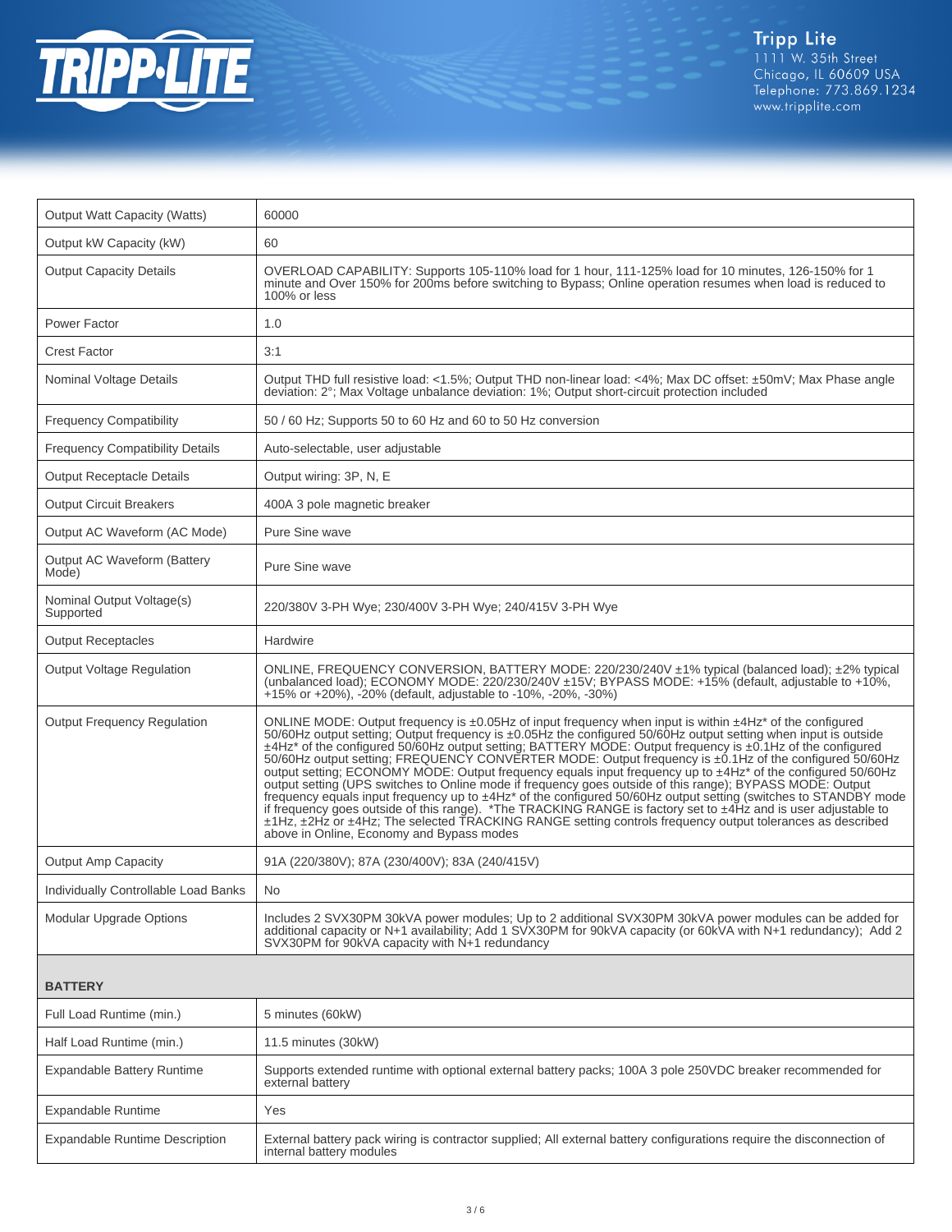| | |
|---|---|
| Output Watt Capacity (Watts) | 60000 |
| Output kW Capacity (kW) | 60 |
| Output Capacity Details | OVERLOAD CAPABILITY: Supports 105-110% load for 1 hour, 111-125% load for 10 minutes, 126-150% for 1 minute and Over 150% for 200ms before switching to Bypass; Online operation resumes when load is reduced to 100% or less |
| Power Factor | 1.0 |
| Crest Factor | 3:1 |
| Nominal Voltage Details | Output THD full resistive load: <1.5%; Output THD non-linear load: <4%; Max DC offset: ±50mV; Max Phase angle deviation: 2°; Max Voltage unbalance deviation: 1%; Output short-circuit protection included |
| Frequency Compatibility | 50 / 60 Hz; Supports 50 to 60 Hz and 60 to 50 Hz conversion |
| Frequency Compatibility Details | Auto-selectable, user adjustable |
| Output Receptacle Details | Output wiring: 3P, N, E |
| Output Circuit Breakers | 400A 3 pole magnetic breaker |
| Output AC Waveform (AC Mode) | Pure Sine wave |
| Output AC Waveform (Battery Mode) | Pure Sine wave |
| Nominal Output Voltage(s) Supported | 220/380V 3-PH Wye; 230/400V 3-PH Wye; 240/415V 3-PH Wye |
| Output Receptacles | Hardwire |
| Output Voltage Regulation | ONLINE, FREQUENCY CONVERSION, BATTERY MODE: 220/230/240V ±1% typical (balanced load); ±2% typical (unbalanced load); ECONOMY MODE: 220/230/240V ±15V; BYPASS MODE: +15% (default, adjustable to +10%, +15% or +20%), -20% (default, adjustable to -10%, -20%, -30%) |
| Output Frequency Regulation | ONLINE MODE: Output frequency is ±0.05Hz of input frequency when input is within ±4Hz* of the configured 50/60Hz output setting; Output frequency is ±0.05Hz the configured 50/60Hz output setting when input is outside ±4Hz* of the configured 50/60Hz output setting; BATTERY MODE: Output frequency is ±0.1Hz of the configured 50/60Hz output setting; FREQUENCY CONVERTER MODE: Output frequency is ±0.1Hz of the configured 50/60Hz output setting; ECONOMY MODE: Output frequency equals input frequency up to ±4Hz* of the configured 50/60Hz output setting (UPS switches to Online mode if frequency goes outside of this range); BYPASS MODE: Output frequency equals input frequency up to ±4Hz* of the configured 50/60Hz output setting (switches to STANDBY mode if frequency goes outside of this range). *The TRACKING RANGE is factory set to ±4Hz and is user adjustable to ±1Hz, ±2Hz or ±4Hz; The selected TRACKING RANGE setting controls frequency output tolerances as described above in Online, Economy and Bypass modes |
| Output Amp Capacity | 91A (220/380V); 87A (230/400V); 83A (240/415V) |
| Individually Controllable Load Banks | No |
| Modular Upgrade Options | Includes 2 SVX30PM 30kVA power modules; Up to 2 additional SVX30PM 30kVA power modules can be added for additional capacity or N+1 availability; Add 1 SVX30PM for 90kVA capacity (or 60kVA with N+1 redundancy); Add 2 SVX30PM for 90kVA capacity with N+1 redundancy |
| **BATTERY** | |
| Full Load Runtime (min.) | 5 minutes (60kW) |
| Half Load Runtime (min.) | 11.5 minutes (30kW) |
| Expandable Battery Runtime | Supports extended runtime with optional external battery packs; 100A 3 pole 250VDC breaker recommended for external battery |
| Expandable Runtime | Yes |
| Expandable Runtime Description | External battery pack wiring is contractor supplied; All external battery configurations require the disconnection of internal battery modules |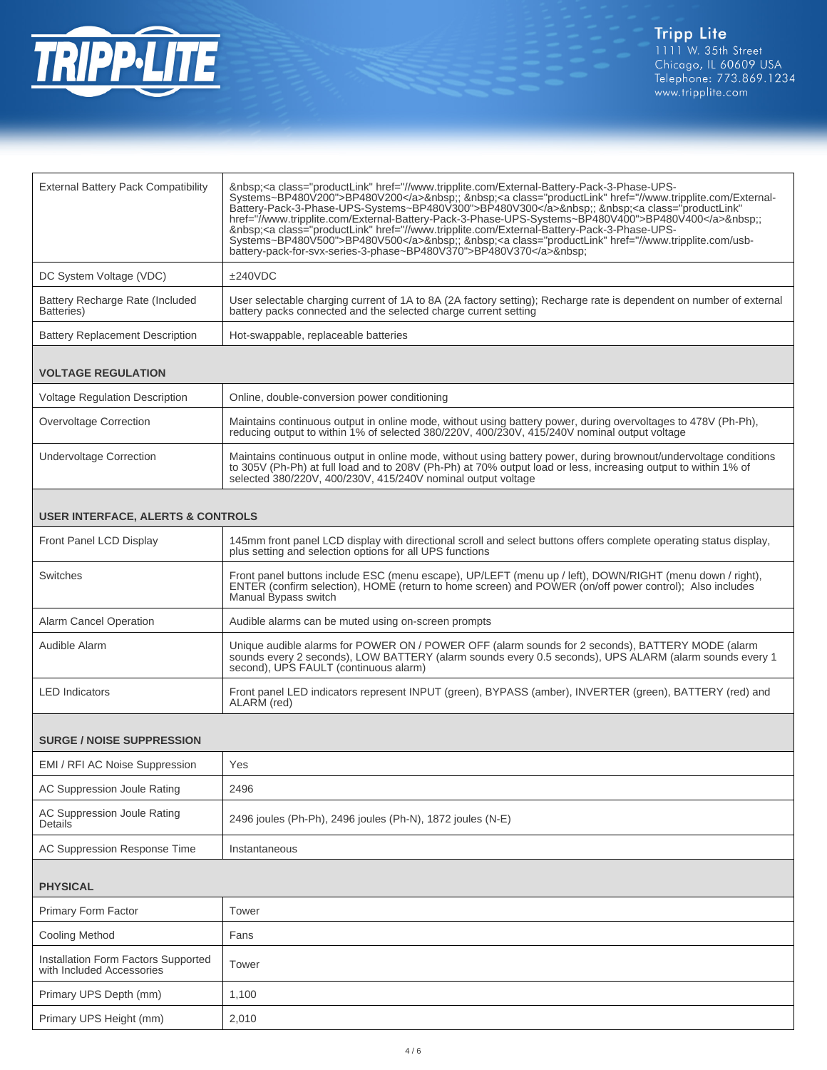| | |
|---|---|
| External Battery Pack Compatibility | &nbsp;<a class="productLink" href="//www.tripplite.com/External-Battery-Pack-3-Phase-UPS-Systems~BP480V200">BP480V200</a>&nbsp;; &nbsp;<a class="productLink" href="//www.tripplite.com/External-Battery-Pack-3-Phase-UPS-Systems~BP480V300">BP480V300</a>&nbsp;; &nbsp;<a class="productLink" href="//www.tripplite.com/External-Battery-Pack-3-Phase-UPS-Systems~BP480V400">BP480V400</a>&nbsp;; &nbsp;<a class="productLink" href="//www.tripplite.com/External-Battery-Pack-3-Phase-UPS-Systems~BP480V500">BP480V500</a>&nbsp;; &nbsp;<a class="productLink" href="//www.tripplite.com/usb-battery-pack-for-svx-series-3-phase~BP480V370">BP480V370</a>&nbsp; |
| DC System Voltage (VDC) | ±240VDC |
| Battery Recharge Rate (Included Batteries) | User selectable charging current of 1A to 8A (2A factory setting); Recharge rate is dependent on number of external battery packs connected and the selected charge current setting |
| Battery Replacement Description | Hot-swappable, replaceable batteries |
| **VOLTAGE REGULATION** | |
| Voltage Regulation Description | Online, double-conversion power conditioning |
| Overvoltage Correction | Maintains continuous output in online mode, without using battery power, during overvoltages to 478V (Ph-Ph), reducing output to within 1% of selected 380/220V, 400/230V, 415/240V nominal output voltage |
| Undervoltage Correction | Maintains continuous output in online mode, without using battery power, during brownout/undervoltage conditions to 305V (Ph-Ph) at full load and to 208V (Ph-Ph) at 70% output load or less, increasing output to within 1% of selected 380/220V, 400/230V, 415/240V nominal output voltage |
| **USER INTERFACE, ALERTS & CONTROLS** | |
| Front Panel LCD Display | 145mm front panel LCD display with directional scroll and select buttons offers complete operating status display, plus setting and selection options for all UPS functions |
| Switches | Front panel buttons include ESC (menu escape), UP/LEFT (menu up / left), DOWN/RIGHT (menu down / right), ENTER (confirm selection), HOME (return to home screen) and POWER (on/off power control); Also includes Manual Bypass switch |
| Alarm Cancel Operation | Audible alarms can be muted using on-screen prompts |
| Audible Alarm | Unique audible alarms for POWER ON / POWER OFF (alarm sounds for 2 seconds), BATTERY MODE (alarm sounds every 2 seconds), LOW BATTERY (alarm sounds every 0.5 seconds), UPS ALARM (alarm sounds every 1 second), UPS FAULT (continuous alarm) |
| LED Indicators | Front panel LED indicators represent INPUT (green), BYPASS (amber), INVERTER (green), BATTERY (red) and ALARM (red) |
| **SURGE / NOISE SUPPRESSION** | |
| EMI / RFI AC Noise Suppression | Yes |
| AC Suppression Joule Rating | 2496 |
| AC Suppression Joule Rating Details | 2496 joules (Ph-Ph), 2496 joules (Ph-N), 1872 joules (N-E) |
| AC Suppression Response Time | Instantaneous |
| **PHYSICAL** | |
| Primary Form Factor | Tower |
| Cooling Method | Fans |
| Installation Form Factors Supported with Included Accessories | Tower |
| Primary UPS Depth (mm) | 1,100 |
| Primary UPS Height (mm) | 2,010 |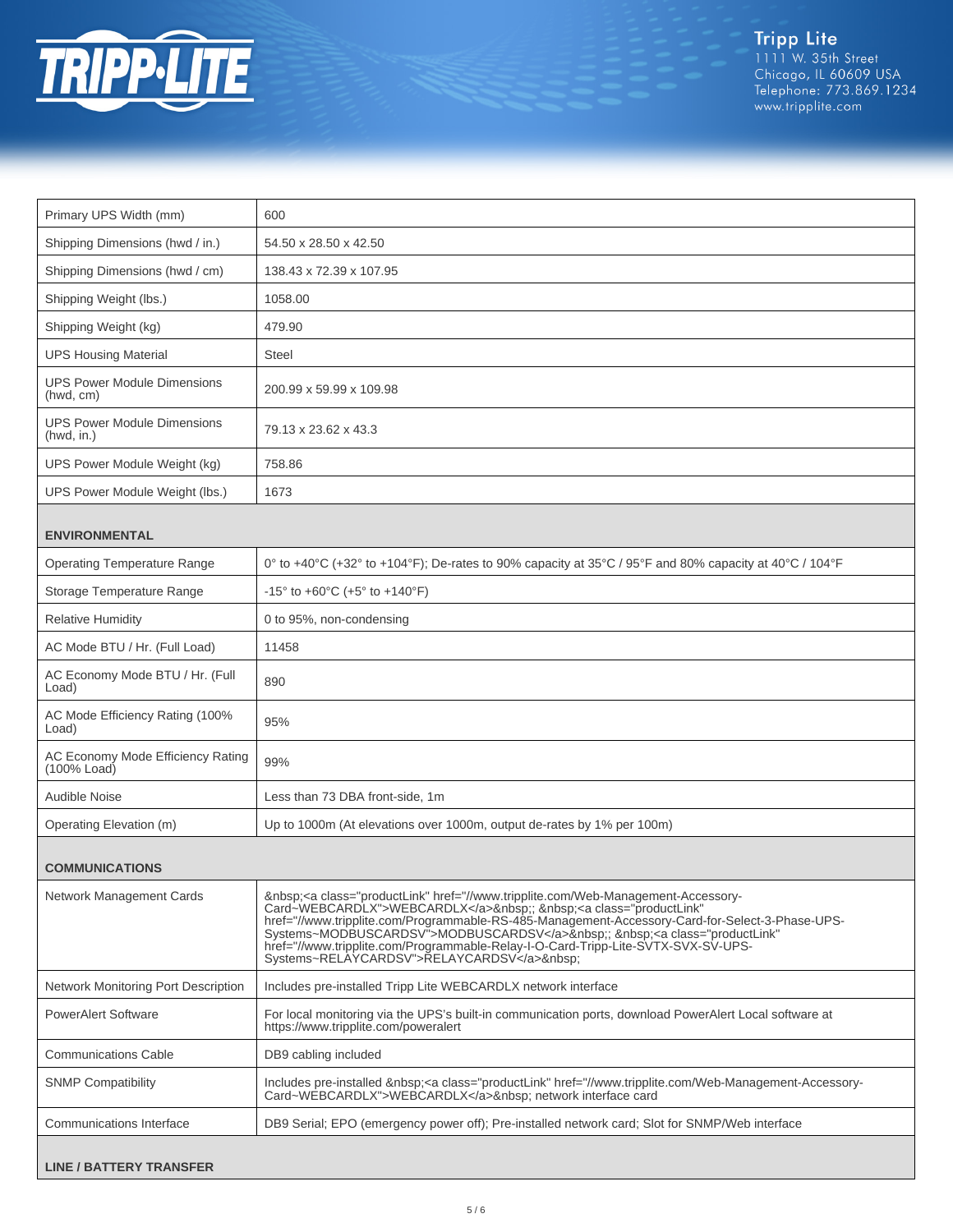| | |
|---|---|
| Primary UPS Width (mm) | 600 |
| Shipping Dimensions (hwd / in.) | 54.50 x 28.50 x 42.50 |
| Shipping Dimensions (hwd / cm) | 138.43 x 72.39 x 107.95 |
| Shipping Weight (lbs.) | 1058.00 |
| Shipping Weight (kg) | 479.90 |
| UPS Housing Material | Steel |
| UPS Power Module Dimensions (hwd, cm) | 200.99 x 59.99 x 109.98 |
| UPS Power Module Dimensions (hwd, in.) | 79.13 x 23.62 x 43.3 |
| UPS Power Module Weight (kg) | 758.86 |
| UPS Power Module Weight (lbs.) | 1673 |
| **ENVIRONMENTAL** | |
| Operating Temperature Range | 0° to +40°C (+32° to +104°F); De-rates to 90% capacity at 35°C / 95°F and 80% capacity at 40°C / 104°F |
| Storage Temperature Range | -15° to +60°C (+5° to +140°F) |
| Relative Humidity | 0 to 95%, non-condensing |
| AC Mode BTU / Hr. (Full Load) | 11458 |
| AC Economy Mode BTU / Hr. (Full Load) | 890 |
| AC Mode Efficiency Rating (100% Load) | 95% |
| AC Economy Mode Efficiency Rating (100% Load) | 99% |
| Audible Noise | Less than 73 DBA front-side, 1m |
| Operating Elevation (m) | Up to 1000m (At elevations over 1000m, output de-rates by 1% per 100m) |
| **COMMUNICATIONS** | |
| Network Management Cards | &nbsp;<a class="productLink" href="//www.tripplite.com/Web-Management-Accessory-Card~WEBCARDLX">WEBCARDLX</a>&nbsp;; &nbsp;<a class="productLink" href="//www.tripplite.com/Programmable-RS-485-Management-Accessory-Card-for-Select-3-Phase-UPS-Systems~MODBUSCARDSV">MODBUSCARDSV</a>&nbsp;; &nbsp;<a class="productLink" href="//www.tripplite.com/Programmable-Relay-I-O-Card-Tripp-Lite-SVTX-SVX-SV-UPS-Systems~RELAYCARDSV">RELAYCARDSV</a>&nbsp; |
| Network Monitoring Port Description | Includes pre-installed Tripp Lite WEBCARDLX network interface |
| PowerAlert Software | For local monitoring via the UPS's built-in communication ports, download PowerAlert Local software at https://www.tripplite.com/poweralert |
| Communications Cable | DB9 cabling included |
| SNMP Compatibility | Includes pre-installed &nbsp;<a class="productLink" href="//www.tripplite.com/Web-Management-Accessory-Card~WEBCARDLX">WEBCARDLX</a>&nbsp; network interface card |
| Communications Interface | DB9 Serial; EPO (emergency power off); Pre-installed network card; Slot for SNMP/Web interface |
| **LINE / BATTERY TRANSFER** | |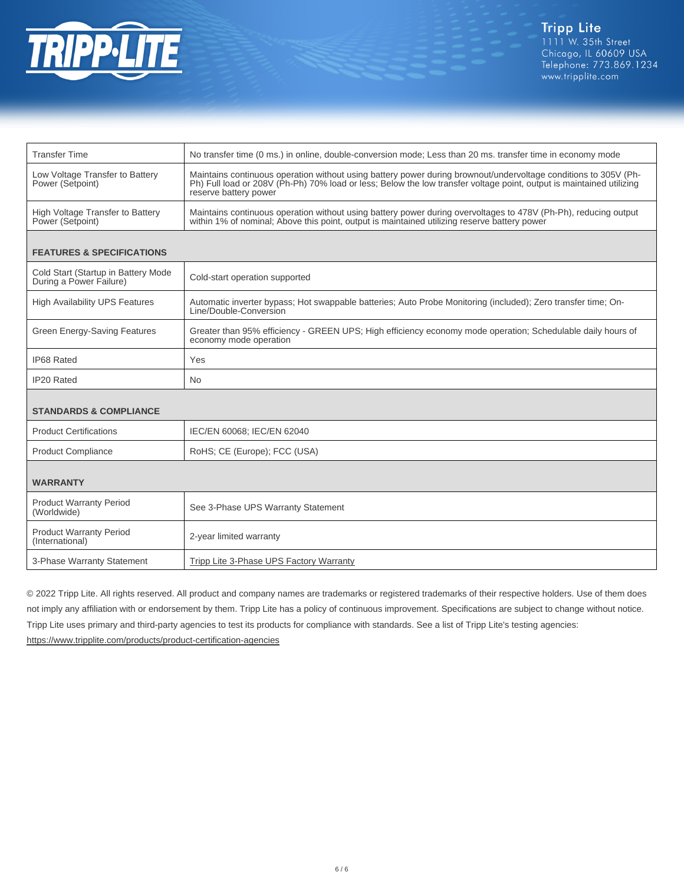| | |
|---|---|
| Transfer Time | No transfer time (0 ms.) in online, double-conversion mode; Less than 20 ms. transfer time in economy mode |
| Low Voltage Transfer to Battery Power (Setpoint) | Maintains continuous operation without using battery power during brownout/undervoltage conditions to 305V (Ph-Ph) Full load or 208V (Ph-Ph) 70% load or less; Below the low transfer voltage point, output is maintained utilizing reserve battery power |
| High Voltage Transfer to Battery Power (Setpoint) | Maintains continuous operation without using battery power during overvoltages to 478V (Ph-Ph), reducing output within 1% of nominal; Above this point, output is maintained utilizing reserve battery power |
| **FEATURES & SPECIFICATIONS** | |
| Cold Start (Startup in Battery Mode During a Power Failure) | Cold-start operation supported |
| High Availability UPS Features | Automatic inverter bypass; Hot swappable batteries; Auto Probe Monitoring (included); Zero transfer time; On-Line/Double-Conversion |
| Green Energy-Saving Features | Greater than 95% efficiency - GREEN UPS; High efficiency economy mode operation; Schedulable daily hours of economy mode operation |
| IP68 Rated | Yes |
| IP20 Rated | No |
| **STANDARDS & COMPLIANCE** | |
| Product Certifications | IEC/EN 60068; IEC/EN 62040 |
| Product Compliance | RoHS; CE (Europe); FCC (USA) |
| **WARRANTY** | |
| Product Warranty Period (Worldwide) | See 3-Phase UPS Warranty Statement |
| Product Warranty Period (International) | 2-year limited warranty |
| 3-Phase Warranty Statement | Tripp Lite 3-Phase UPS Factory Warranty |

© 2022 Tripp Lite. All rights reserved. All product and company names are trademarks or registered trademarks of their respective holders. Use of them does not imply any affiliation with or endorsement by them. Tripp Lite has a policy of continuous improvement. Specifications are subject to change without notice. Tripp Lite uses primary and third-party agencies to test its products for compliance with standards. See a list of Tripp Lite's testing agencies: https://www.tripplite.com/products/product-certification-agencies